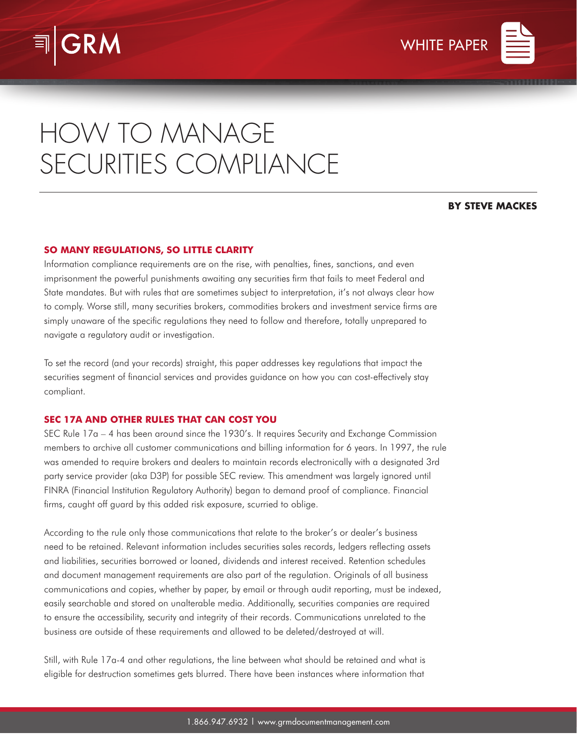WHITE PAPER

# HOW TO MANAGE SECURITIES COMPLIANCE

**BY STEVE MACKES**

## SO MANY REGULATIONS, SO LITTLE CLARITY

Information compliance requirements are on the rise, with penalties, fines, sanctions, and even imprisonment the powerful punishments awaiting any securities firm that fails to meet Federal and State mandates. But with rules that are sometimes subject to interpretation, it's not always clear how to comply. Worse still, many securities brokers, commodities brokers and investment service firms are simply unaware of the specific regulations they need to follow and therefore, totally unprepared to navigate a regulatory audit or investigation.

To set the record (and your records) straight, this paper addresses key regulations that impact the securities segment of financial services and provides guidance on how you can cost-effectively stay compliant.

## SEC 17A AND OTHER RULES THAT CAN COST YOU

SEC Rule 17a – 4 has been around since the 1930's. It requires Security and Exchange Commission members to archive all customer communications and billing information for 6 years. In 1997, the rule was amended to require brokers and dealers to maintain records electronically with a designated 3rd party service provider (aka D3P) for possible SEC review. This amendment was largely ignored until FINRA (Financial Institution Regulatory Authority) began to demand proof of compliance. Financial firms, caught off guard by this added risk exposure, scurried to oblige.

According to the rule only those communications that relate to the broker's or dealer's business need to be retained. Relevant information includes securities sales records, ledgers reflecting assets and liabilities, securities borrowed or loaned, dividends and interest received. Retention schedules and document management requirements are also part of the regulation. Originals of all business communications and copies, whether by paper, by email or through audit reporting, must be indexed, easily searchable and stored on unalterable media. Additionally, securities companies are required to ensure the accessibility, security and integrity of their records. Communications unrelated to the business are outside of these requirements and allowed to be deleted/destroyed at will.

Still, with Rule 17a-4 and other regulations, the line between what should be retained and what is eligible for destruction sometimes gets blurred. There have been instances where information that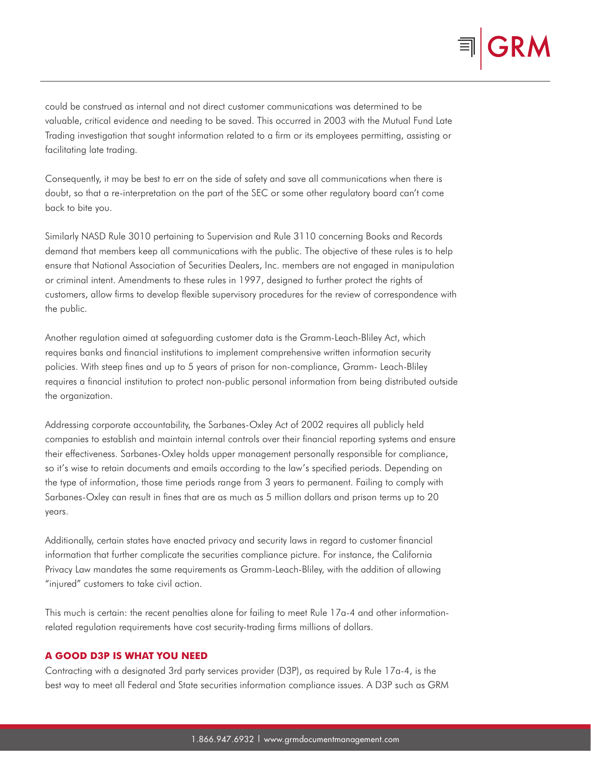could be construed as internal and not direct customer communications was determined to be valuable, critical evidence and needing to be saved. This occurred in 2003 with the Mutual Fund Late Trading investigation that sought information related to a firm or its employees permitting, assisting or facilitating late trading.

Consequently, it may be best to err on the side of safety and save all communications when there is doubt, so that a re-interpretation on the part of the SEC or some other regulatory board can't come back to bite you.

Similarly NASD Rule 3010 pertaining to Supervision and Rule 3110 concerning Books and Records demand that members keep all communications with the public. The objective of these rules is to help ensure that National Association of Securities Dealers, Inc. members are not engaged in manipulation or criminal intent. Amendments to these rules in 1997, designed to further protect the rights of customers, allow firms to develop flexible supervisory procedures for the review of correspondence with the public.

Another regulation aimed at safeguarding customer data is the Gramm-Leach-Bliley Act, which requires banks and financial institutions to implement comprehensive written information security policies. With steep fines and up to 5 years of prison for non-compliance, Gramm- Leach-Bliley requires a financial institution to protect non-public personal information from being distributed outside the organization.

Addressing corporate accountability, the Sarbanes-Oxley Act of 2002 requires all publicly held companies to establish and maintain internal controls over their financial reporting systems and ensure their effectiveness. Sarbanes-Oxley holds upper management personally responsible for compliance, so it's wise to retain documents and emails according to the law's specified periods. Depending on the type of information, those time periods range from 3 years to permanent. Failing to comply with Sarbanes-Oxley can result in fines that are as much as 5 million dollars and prison terms up to 20 years.

Additionally, certain states have enacted privacy and security laws in regard to customer financial information that further complicate the securities compliance picture. For instance, the California Privacy Law mandates the same requirements as Gramm-Leach-Bliley, with the addition of allowing "injured" customers to take civil action.

This much is certain: the recent penalties alone for failing to meet Rule 17a-4 and other information-related regulation requirements have cost security-trading firms millions of dollars.

## A GOOD D3P IS WHAT YOU NEED

Contracting with a designated 3rd party services provider (D3P), as required by Rule 17a-4, is the best way to meet all Federal and State securities information compliance issues. A D3P such as GRM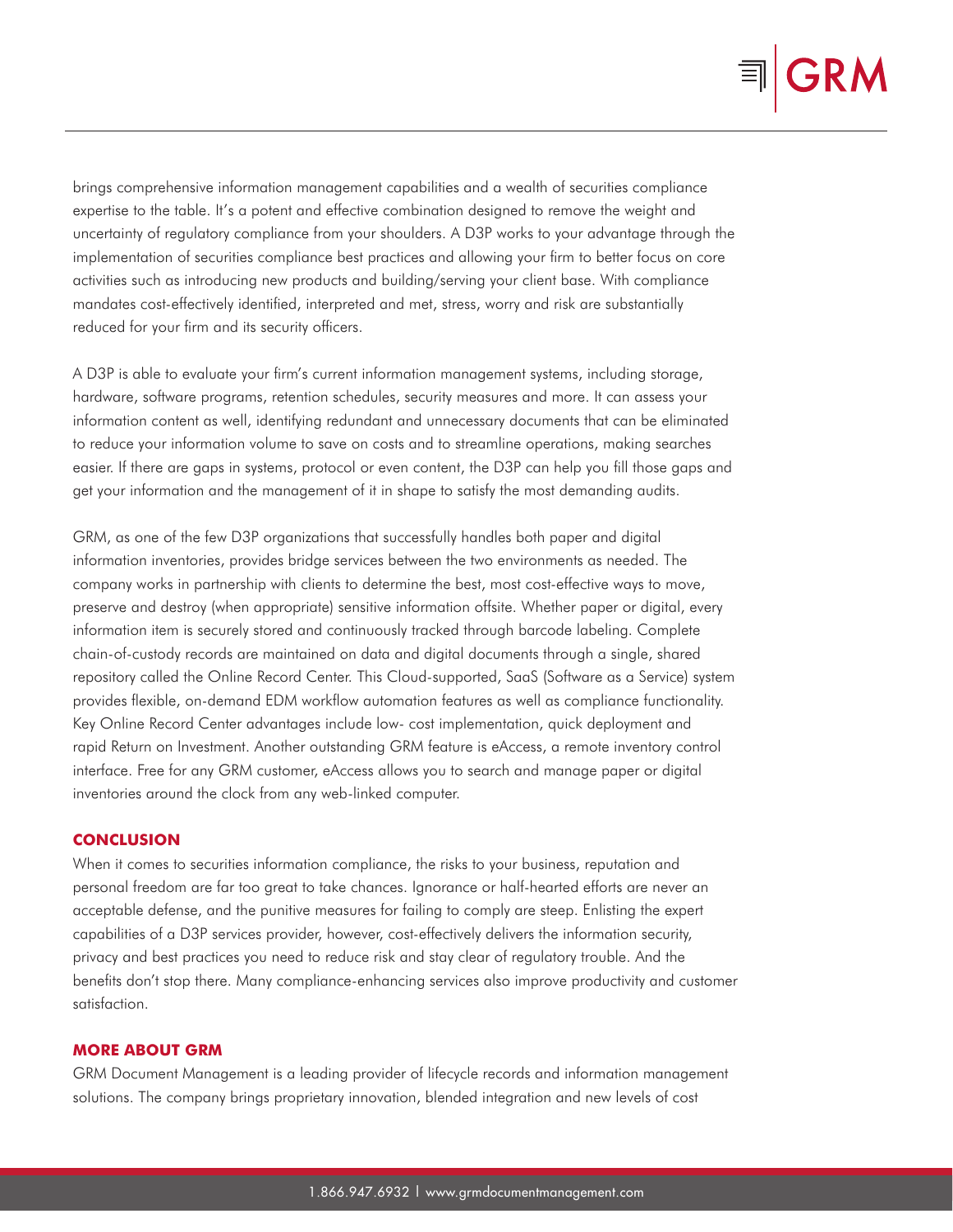brings comprehensive information management capabilities and a wealth of securities compliance expertise to the table. It's a potent and effective combination designed to remove the weight and uncertainty of regulatory compliance from your shoulders. A D3P works to your advantage through the implementation of securities compliance best practices and allowing your firm to better focus on core activities such as introducing new products and building/serving your client base. With compliance mandates cost-effectively identified, interpreted and met, stress, worry and risk are substantially reduced for your firm and its security officers.

A D3P is able to evaluate your firm's current information management systems, including storage, hardware, software programs, retention schedules, security measures and more. It can assess your information content as well, identifying redundant and unnecessary documents that can be eliminated to reduce your information volume to save on costs and to streamline operations, making searches easier. If there are gaps in systems, protocol or even content, the D3P can help you fill those gaps and get your information and the management of it in shape to satisfy the most demanding audits.

GRM, as one of the few D3P organizations that successfully handles both paper and digital information inventories, provides bridge services between the two environments as needed. The company works in partnership with clients to determine the best, most cost-effective ways to move, preserve and destroy (when appropriate) sensitive information offsite. Whether paper or digital, every information item is securely stored and continuously tracked through barcode labeling. Complete chain-of-custody records are maintained on data and digital documents through a single, shared repository called the Online Record Center. This Cloud-supported, SaaS (Software as a Service) system provides flexible, on-demand EDM workflow automation features as well as compliance functionality. Key Online Record Center advantages include low- cost implementation, quick deployment and rapid Return on Investment. Another outstanding GRM feature is eAccess, a remote inventory control interface. Free for any GRM customer, eAccess allows you to search and manage paper or digital inventories around the clock from any web-linked computer.

## CONCLUSION

When it comes to securities information compliance, the risks to your business, reputation and personal freedom are far too great to take chances. Ignorance or half-hearted efforts are never an acceptable defense, and the punitive measures for failing to comply are steep. Enlisting the expert capabilities of a D3P services provider, however, cost-effectively delivers the information security, privacy and best practices you need to reduce risk and stay clear of regulatory trouble. And the benefits don't stop there. Many compliance-enhancing services also improve productivity and customer satisfaction.

## MORE ABOUT GRM

GRM Document Management is a leading provider of lifecycle records and information management solutions. The company brings proprietary innovation, blended integration and new levels of cost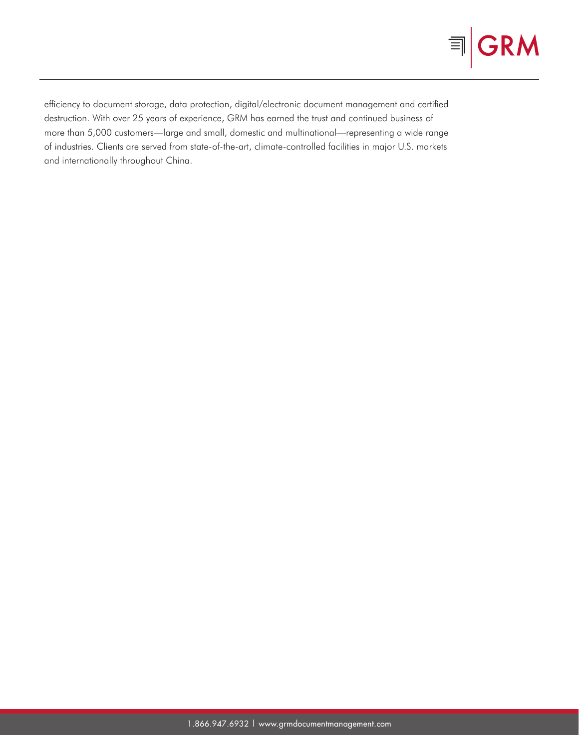efficiency to document storage, data protection, digital/electronic document management and certified destruction. With over 25 years of experience, GRM has earned the trust and continued business of more than 5,000 customers—large and small, domestic and multinational—representing a wide range of industries. Clients are served from state-of-the-art, climate-controlled facilities in major U.S. markets and internationally throughout China.